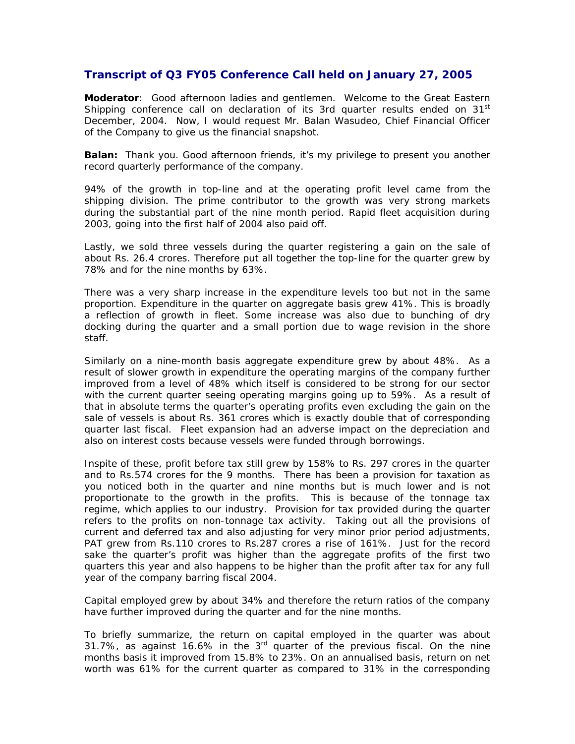## Transcript of Q3 FY05 Conference Call held on January 27, 2005

**Moderator**: Good afternoon ladies and gentlemen. Welcome to the Great Eastern Shipping conference call on declaration of its 3rd quarter results ended on 31st December, 2004. Now, I would request Mr. Balan Wasudeo, Chief Financial Officer of the Company to give us the financial snapshot.

**Balan:** Thank you. Good afternoon friends, it's my privilege to present you another record quarterly performance of the company.

94% of the growth in top-line and at the operating profit level came from the shipping division. The prime contributor to the growth was very strong markets during the substantial part of the nine month period. Rapid fleet acquisition during 2003, going into the first half of 2004 also paid off.

Lastly, we sold three vessels during the quarter registering a gain on the sale of about Rs. 26.4 crores. Therefore put all together the top-line for the quarter grew by 78% and for the nine months by 63%.

There was a very sharp increase in the expenditure levels too but not in the same proportion. Expenditure in the quarter on aggregate basis grew 41%. This is broadly a reflection of growth in fleet. Some increase was also due to bunching of dry docking during the quarter and a small portion due to wage revision in the shore staff.

Similarly on a nine-month basis aggregate expenditure grew by about 48%. As a result of slower growth in expenditure the operating margins of the company further improved from a level of 48% which itself is considered to be strong for our sector with the current quarter seeing operating margins going up to 59%. As a result of that in absolute terms the quarter's operating profits even excluding the gain on the sale of vessels is about Rs. 361 crores which is exactly double that of corresponding quarter last fiscal. Fleet expansion had an adverse impact on the depreciation and also on interest costs because vessels were funded through borrowings.

Inspite of these, profit before tax still grew by 158% to Rs. 297 crores in the quarter and to Rs.574 crores for the 9 months. There has been a provision for taxation as you noticed both in the quarter and nine months but is much lower and is not proportionate to the growth in the profits. This is because of the tonnage tax regime, which applies to our industry. Provision for tax provided during the quarter refers to the profits on non-tonnage tax activity. Taking out all the provisions of current and deferred tax and also adjusting for very minor prior period adjustments, PAT grew from Rs.110 crores to Rs.287 crores a rise of 161%. Just for the record sake the quarter's profit was higher than the aggregate profits of the first two quarters this year and also happens to be higher than the profit after tax for any full year of the company barring fiscal 2004.

Capital employed grew by about 34% and therefore the return ratios of the company have further improved during the quarter and for the nine months.

To briefly summarize, the return on capital employed in the quarter was about 31.7%, as against 16.6% in the 3rd quarter of the previous fiscal. On the nine months basis it improved from 15.8% to 23%. On an annualised basis, return on net worth was 61% for the current quarter as compared to 31% in the corresponding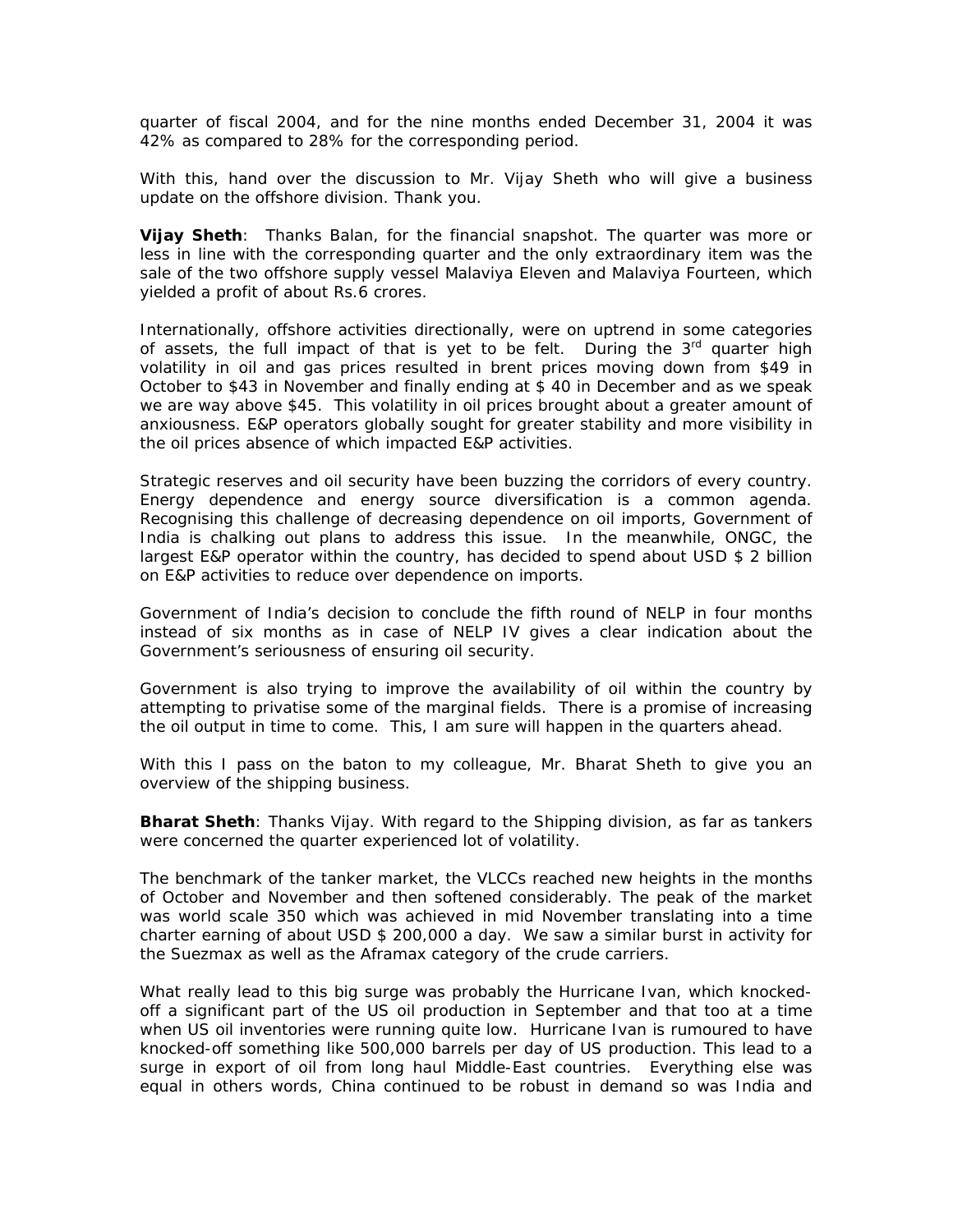quarter of fiscal 2004, and for the nine months ended December 31, 2004 it was 42% as compared to 28% for the corresponding period.

With this, hand over the discussion to Mr. Vijay Sheth who will give a business update on the offshore division. Thank you.

**Vijay Sheth**: Thanks Balan, for the financial snapshot. The quarter was more or less in line with the corresponding quarter and the only extraordinary item was the sale of the two offshore supply vessel Malaviya Eleven and Malaviya Fourteen, which yielded a profit of about Rs.6 crores.

Internationally, offshore activities directionally, were on uptrend in some categories of assets, the full impact of that is yet to be felt. During the 3rd quarter high volatility in oil and gas prices resulted in brent prices moving down from $49 in October to $43 in November and finally ending at $ 40 in December and as we speak we are way above $45. This volatility in oil prices brought about a greater amount of anxiousness. E&P operators globally sought for greater stability and more visibility in the oil prices absence of which impacted E&P activities.

Strategic reserves and oil security have been buzzing the corridors of every country. Energy dependence and energy source diversification is a common agenda. Recognising this challenge of decreasing dependence on oil imports, Government of India is chalking out plans to address this issue. In the meanwhile, ONGC, the largest E&P operator within the country, has decided to spend about USD $ 2 billion on E&P activities to reduce over dependence on imports.

Government of India's decision to conclude the fifth round of NELP in four months instead of six months as in case of NELP IV gives a clear indication about the Government's seriousness of ensuring oil security.

Government is also trying to improve the availability of oil within the country by attempting to privatise some of the marginal fields. There is a promise of increasing the oil output in time to come. This, I am sure will happen in the quarters ahead.

With this I pass on the baton to my colleague, Mr. Bharat Sheth to give you an overview of the shipping business.

**Bharat Sheth**: Thanks Vijay. With regard to the Shipping division, as far as tankers were concerned the quarter experienced lot of volatility.

The benchmark of the tanker market, the VLCCs reached new heights in the months of October and November and then softened considerably. The peak of the market was world scale 350 which was achieved in mid November translating into a time charter earning of about USD $ 200,000 a day. We saw a similar burst in activity for the Suezmax as well as the Aframax category of the crude carriers.

What really lead to this big surge was probably the Hurricane Ivan, which knocked-off a significant part of the US oil production in September and that too at a time when US oil inventories were running quite low. Hurricane Ivan is rumoured to have knocked-off something like 500,000 barrels per day of US production. This lead to a surge in export of oil from long haul Middle-East countries. Everything else was equal in others words, China continued to be robust in demand so was India and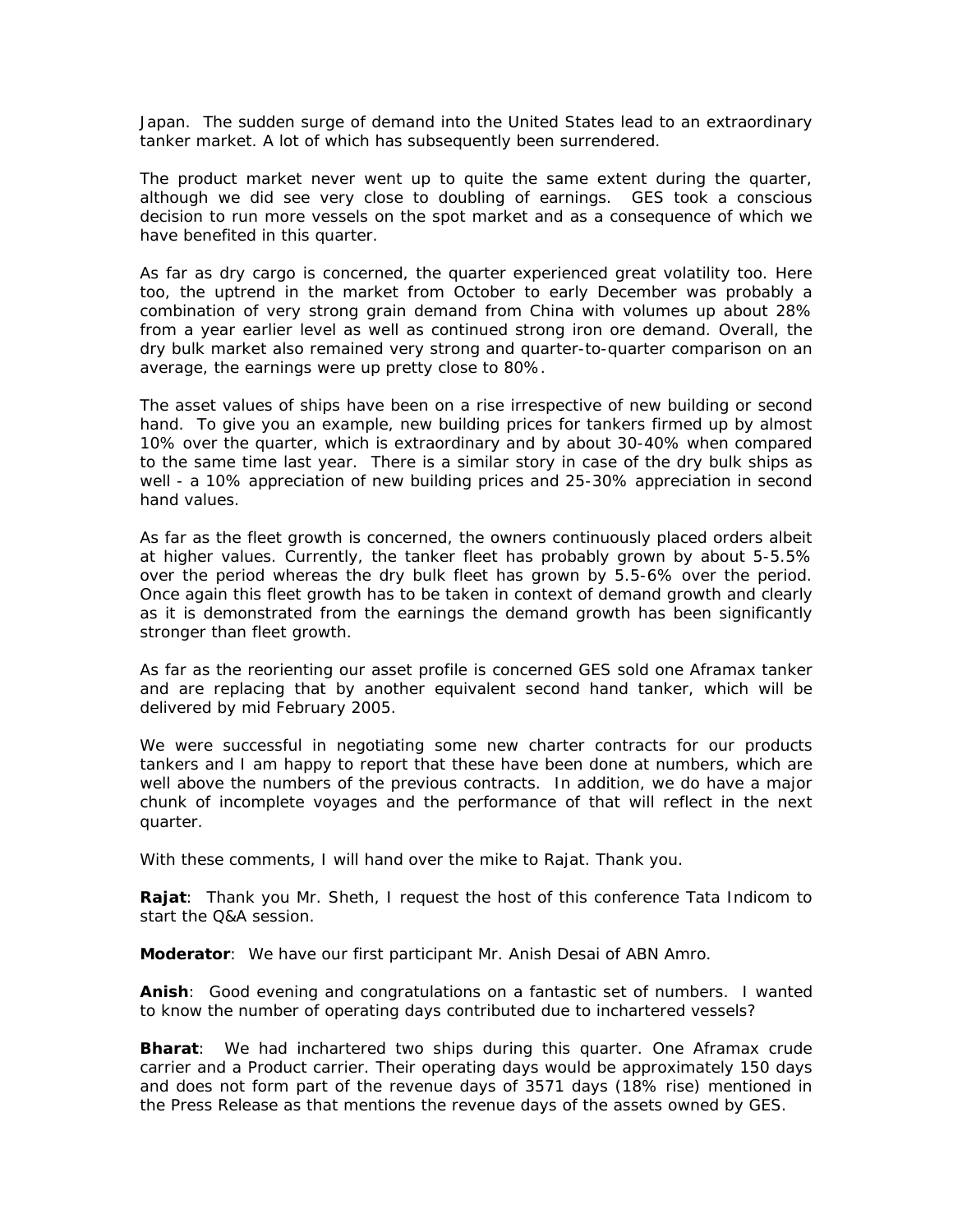Japan. The sudden surge of demand into the United States lead to an extraordinary tanker market. A lot of which has subsequently been surrendered.

The product market never went up to quite the same extent during the quarter, although we did see very close to doubling of earnings. GES took a conscious decision to run more vessels on the spot market and as a consequence of which we have benefited in this quarter.

As far as dry cargo is concerned, the quarter experienced great volatility too. Here too, the uptrend in the market from October to early December was probably a combination of very strong grain demand from China with volumes up about 28% from a year earlier level as well as continued strong iron ore demand. Overall, the dry bulk market also remained very strong and quarter-to-quarter comparison on an average, the earnings were up pretty close to 80%.

The asset values of ships have been on a rise irrespective of new building or second hand. To give you an example, new building prices for tankers firmed up by almost 10% over the quarter, which is extraordinary and by about 30-40% when compared to the same time last year. There is a similar story in case of the dry bulk ships as well - a 10% appreciation of new building prices and 25-30% appreciation in second hand values.

As far as the fleet growth is concerned, the owners continuously placed orders albeit at higher values. Currently, the tanker fleet has probably grown by about 5-5.5% over the period whereas the dry bulk fleet has grown by 5.5-6% over the period. Once again this fleet growth has to be taken in context of demand growth and clearly as it is demonstrated from the earnings the demand growth has been significantly stronger than fleet growth.

As far as the reorienting our asset profile is concerned GES sold one Aframax tanker and are replacing that by another equivalent second hand tanker, which will be delivered by mid February 2005.

We were successful in negotiating some new charter contracts for our products tankers and I am happy to report that these have been done at numbers, which are well above the numbers of the previous contracts. In addition, we do have a major chunk of incomplete voyages and the performance of that will reflect in the next quarter.

With these comments, I will hand over the mike to Rajat. Thank you.

**Rajat**: Thank you Mr. Sheth, I request the host of this conference Tata Indicom to start the Q&A session.

**Moderator**: We have our first participant Mr. Anish Desai of ABN Amro.

**Anish**: Good evening and congratulations on a fantastic set of numbers. I wanted to know the number of operating days contributed due to inchartered vessels?

**Bharat**: We had inchartered two ships during this quarter. One Aframax crude carrier and a Product carrier. Their operating days would be approximately 150 days and does not form part of the revenue days of 3571 days (18% rise) mentioned in the Press Release as that mentions the revenue days of the assets owned by GES.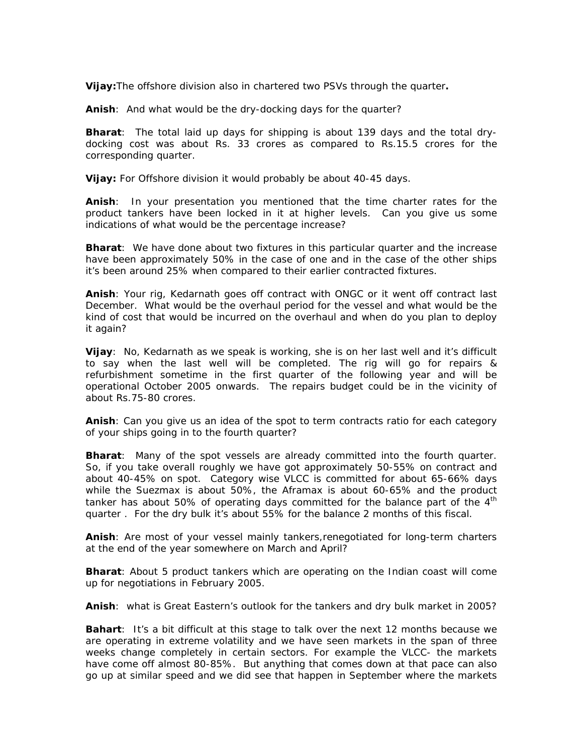**Vijay:** The offshore division also in chartered two PSVs through the quarter**.**

**Anish**: And what would be the dry-docking days for the quarter?

**Bharat**: The total laid up days for shipping is about 139 days and the total dry-docking cost was about Rs. 33 crores as compared to Rs.15.5 crores for the corresponding quarter.

**Vijay:** For Offshore division it would probably be about 40-45 days.

**Anish**: In your presentation you mentioned that the time charter rates for the product tankers have been locked in it at higher levels. Can you give us some indications of what would be the percentage increase?

**Bharat**: We have done about two fixtures in this particular quarter and the increase have been approximately 50% in the case of one and in the case of the other ships it's been around 25% when compared to their earlier contracted fixtures.

**Anish**: Your rig, Kedarnath goes off contract with ONGC or it went off contract last December. What would be the overhaul period for the vessel and what would be the kind of cost that would be incurred on the overhaul and when do you plan to deploy it again?

**Vijay**: No, Kedarnath as we speak is working, she is on her last well and it's difficult to say when the last well will be completed. The rig will go for repairs & refurbishment sometime in the first quarter of the following year and will be operational October 2005 onwards. The repairs budget could be in the vicinity of about Rs.75-80 crores.

**Anish**: Can you give us an idea of the spot to term contracts ratio for each category of your ships going in to the fourth quarter?

**Bharat**: Many of the spot vessels are already committed into the fourth quarter. So, if you take overall roughly we have got approximately 50-55% on contract and about 40-45% on spot. Category wise VLCC is committed for about 65-66% days while the Suezmax is about 50%, the Aframax is about 60-65% and the product tanker has about 50% of operating days committed for the balance part of the 4th quarter . For the dry bulk it's about 55% for the balance 2 months of this fiscal.

**Anish**: Are most of your vessel mainly tankers,renegotiated for long-term charters at the end of the year somewhere on March and April?

**Bharat**: About 5 product tankers which are operating on the Indian coast will come up for negotiations in February 2005.

**Anish**: what is Great Eastern's outlook for the tankers and dry bulk market in 2005?

**Bahart**: It's a bit difficult at this stage to talk over the next 12 months because we are operating in extreme volatility and we have seen markets in the span of three weeks change completely in certain sectors. For example the VLCC- the markets have come off almost 80-85%. But anything that comes down at that pace can also go up at similar speed and we did see that happen in September where the markets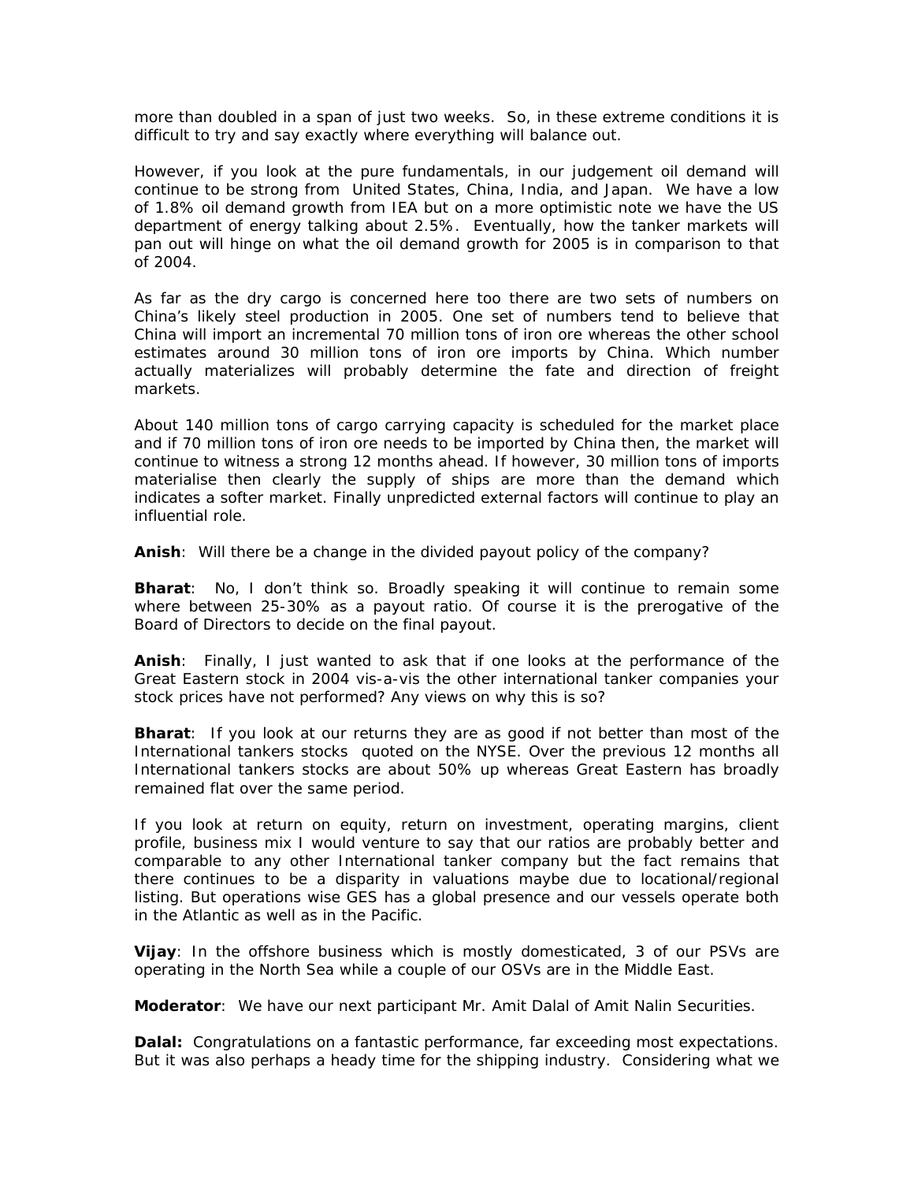more than doubled in a span of just two weeks. So, in these extreme conditions it is difficult to try and say exactly where everything will balance out.

However, if you look at the pure fundamentals, in our judgement oil demand will continue to be strong from United States, China, India, and Japan. We have a low of 1.8% oil demand growth from IEA but on a more optimistic note we have the US department of energy talking about 2.5%. Eventually, how the tanker markets will pan out will hinge on what the oil demand growth for 2005 is in comparison to that of 2004.

As far as the dry cargo is concerned here too there are two sets of numbers on China's likely steel production in 2005. One set of numbers tend to believe that China will import an incremental 70 million tons of iron ore whereas the other school estimates around 30 million tons of iron ore imports by China. Which number actually materializes will probably determine the fate and direction of freight markets.

About 140 million tons of cargo carrying capacity is scheduled for the market place and if 70 million tons of iron ore needs to be imported by China then, the market will continue to witness a strong 12 months ahead. If however, 30 million tons of imports materialise then clearly the supply of ships are more than the demand which indicates a softer market. Finally unpredicted external factors will continue to play an influential role.

**Anish**: Will there be a change in the divided payout policy of the company?

**Bharat**: No, I don't think so. Broadly speaking it will continue to remain some where between 25-30% as a payout ratio. Of course it is the prerogative of the Board of Directors to decide on the final payout.

**Anish**: Finally, I just wanted to ask that if one looks at the performance of the Great Eastern stock in 2004 vis-a-vis the other international tanker companies your stock prices have not performed? Any views on why this is so?

**Bharat**: If you look at our returns they are as good if not better than most of the International tankers stocks quoted on the NYSE. Over the previous 12 months all International tankers stocks are about 50% up whereas Great Eastern has broadly remained flat over the same period.

If you look at return on equity, return on investment, operating margins, client profile, business mix I would venture to say that our ratios are probably better and comparable to any other International tanker company but the fact remains that there continues to be a disparity in valuations maybe due to locational/regional listing. But operations wise GES has a global presence and our vessels operate both in the Atlantic as well as in the Pacific.

**Vijay**: In the offshore business which is mostly domesticated, 3 of our PSVs are operating in the North Sea while a couple of our OSVs are in the Middle East.

**Moderator**: We have our next participant Mr. Amit Dalal of Amit Nalin Securities.

**Dalal:** Congratulations on a fantastic performance, far exceeding most expectations. But it was also perhaps a heady time for the shipping industry. Considering what we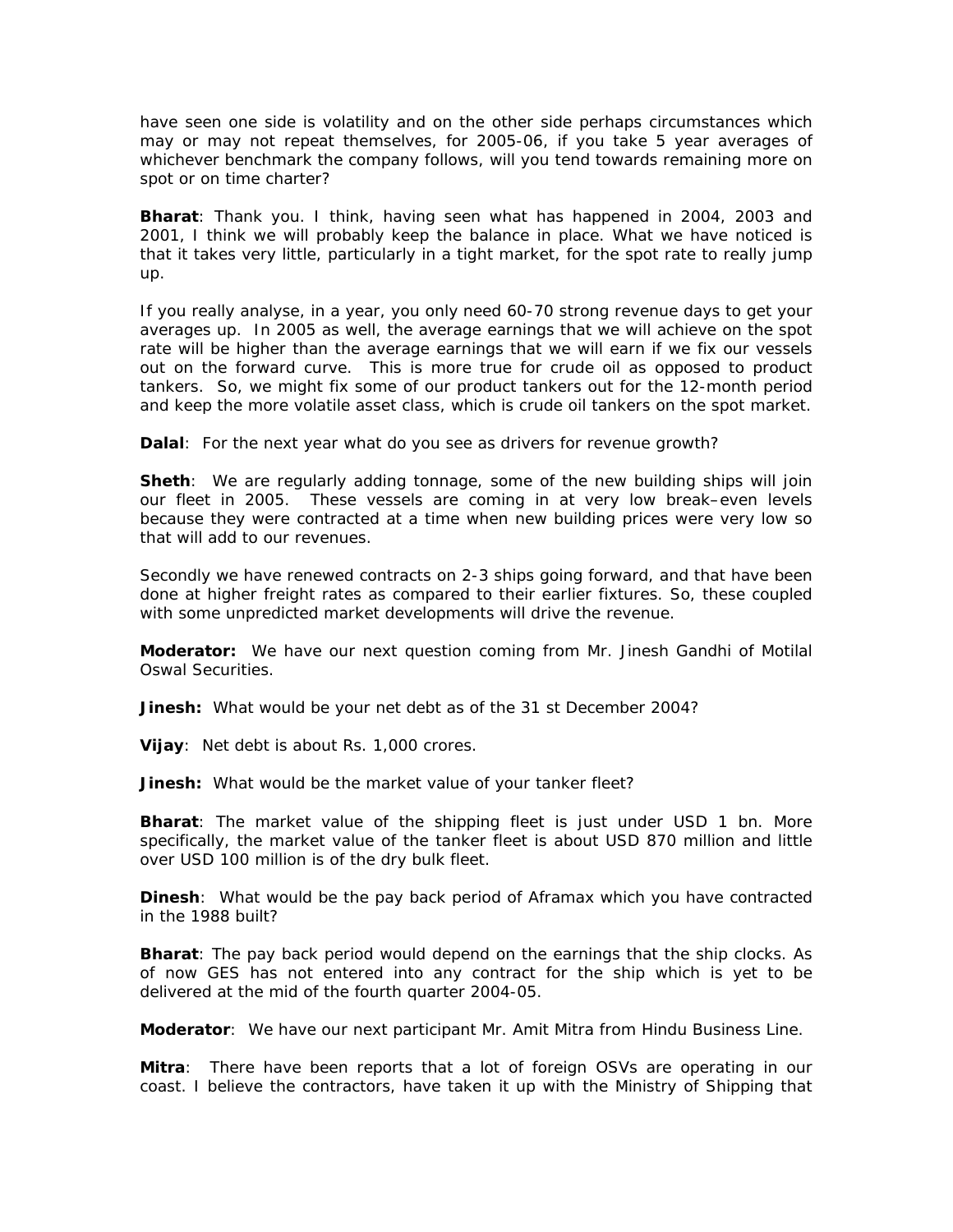have seen one side is volatility and on the other side perhaps circumstances which may or may not repeat themselves, for 2005-06, if you take 5 year averages of whichever benchmark the company follows, will you tend towards remaining more on spot or on time charter?

**Bharat**: Thank you. I think, having seen what has happened in 2004, 2003 and 2001, I think we will probably keep the balance in place. What we have noticed is that it takes very little, particularly in a tight market, for the spot rate to really jump up.

If you really analyse, in a year, you only need 60-70 strong revenue days to get your averages up. In 2005 as well, the average earnings that we will achieve on the spot rate will be higher than the average earnings that we will earn if we fix our vessels out on the forward curve. This is more true for crude oil as opposed to product tankers. So, we might fix some of our product tankers out for the 12-month period and keep the more volatile asset class, which is crude oil tankers on the spot market.

**Dalal**: For the next year what do you see as drivers for revenue growth?

**Sheth**: We are regularly adding tonnage, some of the new building ships will join our fleet in 2005. These vessels are coming in at very low break–even levels because they were contracted at a time when new building prices were very low so that will add to our revenues.

Secondly we have renewed contracts on 2-3 ships going forward, and that have been done at higher freight rates as compared to their earlier fixtures. So, these coupled with some unpredicted market developments will drive the revenue.

**Moderator:** We have our next question coming from Mr. Jinesh Gandhi of Motilal Oswal Securities.

**Jinesh:** What would be your net debt as of the 31 st December 2004?

**Vijay**: Net debt is about Rs. 1,000 crores.

**Jinesh:** What would be the market value of your tanker fleet?

**Bharat**: The market value of the shipping fleet is just under USD 1 bn. More specifically, the market value of the tanker fleet is about USD 870 million and little over USD 100 million is of the dry bulk fleet.

**Dinesh**: What would be the pay back period of Aframax which you have contracted in the 1988 built?

**Bharat**: The pay back period would depend on the earnings that the ship clocks. As of now GES has not entered into any contract for the ship which is yet to be delivered at the mid of the fourth quarter 2004-05.

**Moderator**: We have our next participant Mr. Amit Mitra from Hindu Business Line.

**Mitra**: There have been reports that a lot of foreign OSVs are operating in our coast. I believe the contractors, have taken it up with the Ministry of Shipping that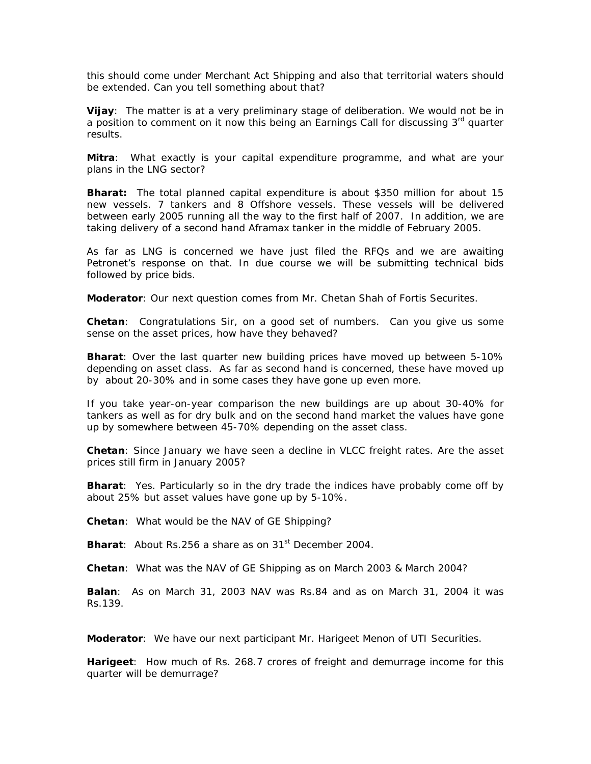this should come under Merchant Act Shipping and also that territorial waters should be extended. Can you tell something about that?

**Vijay**: The matter is at a very preliminary stage of deliberation. We would not be in a position to comment on it now this being an Earnings Call for discussing 3rd quarter results.

**Mitra**: What exactly is your capital expenditure programme, and what are your plans in the LNG sector?

**Bharat:** The total planned capital expenditure is about $350 million for about 15 new vessels. 7 tankers and 8 Offshore vessels. These vessels will be delivered between early 2005 running all the way to the first half of 2007. In addition, we are taking delivery of a second hand Aframax tanker in the middle of February 2005.

As far as LNG is concerned we have just filed the RFQs and we are awaiting Petronet's response on that. In due course we will be submitting technical bids followed by price bids.

**Moderator**: Our next question comes from Mr. Chetan Shah of Fortis Securites.

**Chetan**: Congratulations Sir, on a good set of numbers. Can you give us some sense on the asset prices, how have they behaved?

**Bharat**: Over the last quarter new building prices have moved up between 5-10% depending on asset class. As far as second hand is concerned, these have moved up by about 20-30% and in some cases they have gone up even more.

If you take year-on-year comparison the new buildings are up about 30-40% for tankers as well as for dry bulk and on the second hand market the values have gone up by somewhere between 45-70% depending on the asset class.

**Chetan**: Since January we have seen a decline in VLCC freight rates. Are the asset prices still firm in January 2005?

**Bharat**: Yes. Particularly so in the dry trade the indices have probably come off by about 25% but asset values have gone up by 5-10%.

**Chetan**: What would be the NAV of GE Shipping?

**Bharat**: About Rs.256 a share as on 31st December 2004.

**Chetan**: What was the NAV of GE Shipping as on March 2003 & March 2004?

**Balan**: As on March 31, 2003 NAV was Rs.84 and as on March 31, 2004 it was Rs.139.

**Moderator**: We have our next participant Mr. Harigeet Menon of UTI Securities.

**Harigeet**: How much of Rs. 268.7 crores of freight and demurrage income for this quarter will be demurrage?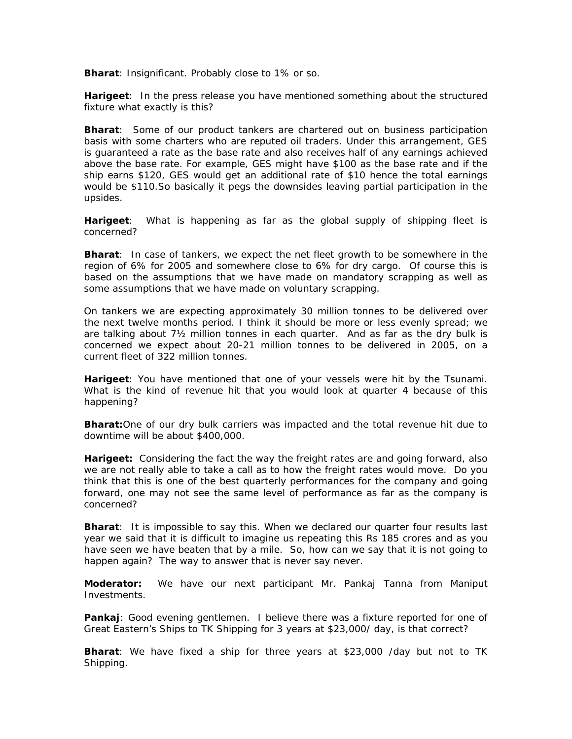**Bharat**: Insignificant. Probably close to 1% or so.

**Harigeet**: In the press release you have mentioned something about the structured fixture what exactly is this?

**Bharat**: Some of our product tankers are chartered out on business participation basis with some charters who are reputed oil traders. Under this arrangement, GES is guaranteed a rate as the base rate and also receives half of any earnings achieved above the base rate. For example, GES might have $100 as the base rate and if the ship earns $120, GES would get an additional rate of $10 hence the total earnings would be $110.So basically it pegs the downsides leaving partial participation in the upsides.

**Harigeet**: What is happening as far as the global supply of shipping fleet is concerned?

**Bharat**: In case of tankers, we expect the net fleet growth to be somewhere in the region of 6% for 2005 and somewhere close to 6% for dry cargo. Of course this is based on the assumptions that we have made on mandatory scrapping as well as some assumptions that we have made on voluntary scrapping.

On tankers we are expecting approximately 30 million tonnes to be delivered over the next twelve months period. I think it should be more or less evenly spread; we are talking about 7½ million tonnes in each quarter. And as far as the dry bulk is concerned we expect about 20-21 million tonnes to be delivered in 2005, on a current fleet of 322 million tonnes.

**Harigeet**: You have mentioned that one of your vessels were hit by the Tsunami. What is the kind of revenue hit that you would look at quarter 4 because of this happening?

**Bharat:**One of our dry bulk carriers was impacted and the total revenue hit due to downtime will be about $400,000.

**Harigeet:** Considering the fact the way the freight rates are and going forward, also we are not really able to take a call as to how the freight rates would move. Do you think that this is one of the best quarterly performances for the company and going forward, one may not see the same level of performance as far as the company is concerned?

**Bharat**: It is impossible to say this. When we declared our quarter four results last year we said that it is difficult to imagine us repeating this Rs 185 crores and as you have seen we have beaten that by a mile. So, how can we say that it is not going to happen again? The way to answer that is never say never.

**Moderator:** We have our next participant Mr. Pankaj Tanna from Maniput Investments.

**Pankaj**: Good evening gentlemen. I believe there was a fixture reported for one of Great Eastern's Ships to TK Shipping for 3 years at $23,000/ day, is that correct?

**Bharat**: We have fixed a ship for three years at $23,000 /day but not to TK Shipping.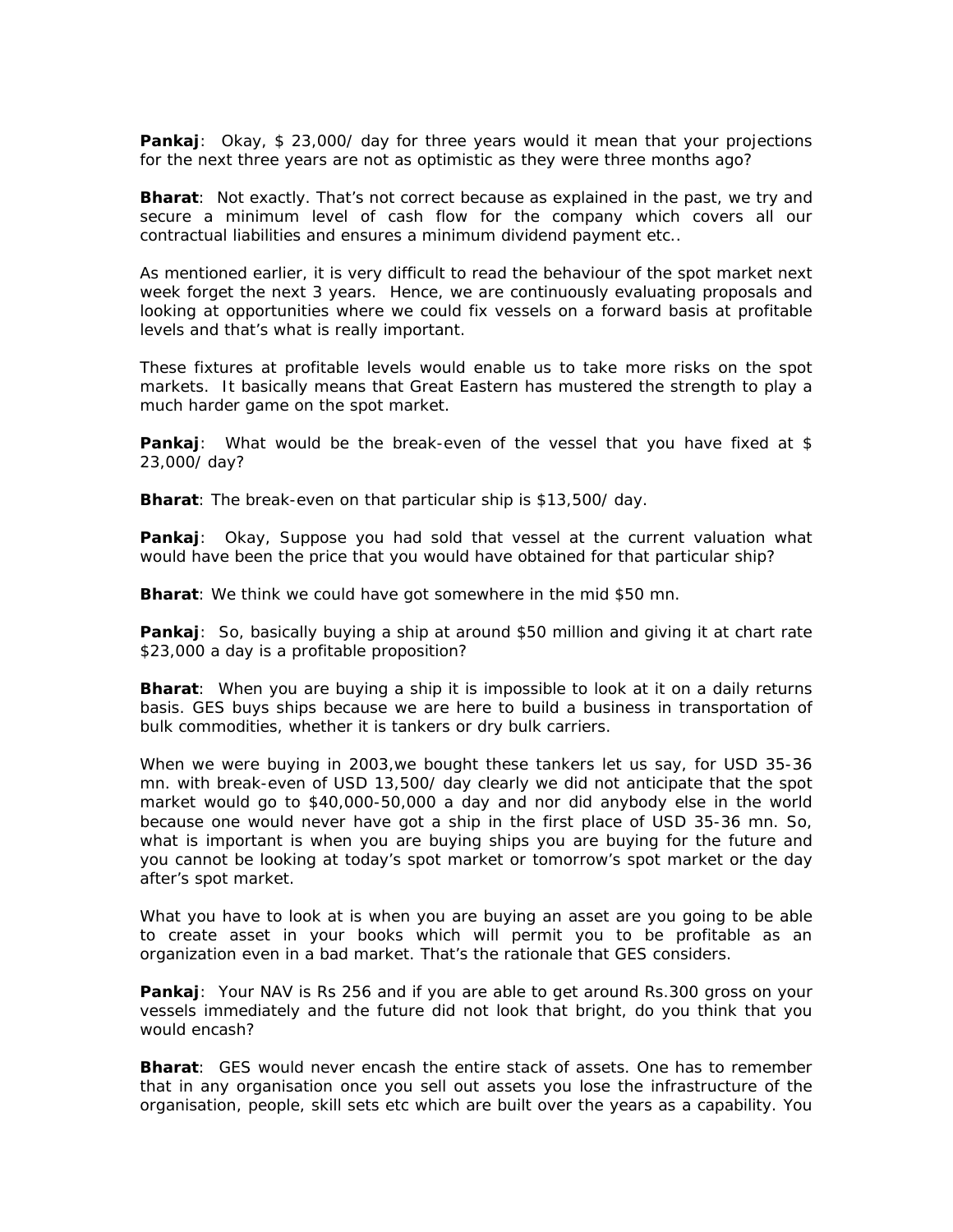**Pankaj**: Okay, $ 23,000/ day for three years would it mean that your projections for the next three years are not as optimistic as they were three months ago?

**Bharat**: Not exactly. That's not correct because as explained in the past, we try and secure a minimum level of cash flow for the company which covers all our contractual liabilities and ensures a minimum dividend payment etc..

As mentioned earlier, it is very difficult to read the behaviour of the spot market next week forget the next 3 years. Hence, we are continuously evaluating proposals and looking at opportunities where we could fix vessels on a forward basis at profitable levels and that's what is really important.

These fixtures at profitable levels would enable us to take more risks on the spot markets. It basically means that Great Eastern has mustered the strength to play a much harder game on the spot market.

**Pankaj**: What would be the break-even of the vessel that you have fixed at $ 23,000/ day?

**Bharat**: The break-even on that particular ship is $13,500/ day.

**Pankaj**: Okay, Suppose you had sold that vessel at the current valuation what would have been the price that you would have obtained for that particular ship?

**Bharat**: We think we could have got somewhere in the mid $50 mn.

**Pankaj**: So, basically buying a ship at around $50 million and giving it at chart rate $23,000 a day is a profitable proposition?

**Bharat**: When you are buying a ship it is impossible to look at it on a daily returns basis. GES buys ships because we are here to build a business in transportation of bulk commodities, whether it is tankers or dry bulk carriers.

When we were buying in 2003,we bought these tankers let us say, for USD 35-36 mn. with break-even of USD 13,500/ day clearly we did not anticipate that the spot market would go to $40,000-50,000 a day and nor did anybody else in the world because one would never have got a ship in the first place of USD 35-36 mn. So, what is important is when you are buying ships you are buying for the future and you cannot be looking at today's spot market or tomorrow's spot market or the day after's spot market.

What you have to look at is when you are buying an asset are you going to be able to create asset in your books which will permit you to be profitable as an organization even in a bad market. That's the rationale that GES considers.

**Pankaj**: Your NAV is Rs 256 and if you are able to get around Rs.300 gross on your vessels immediately and the future did not look that bright, do you think that you would encash?

**Bharat**: GES would never encash the entire stack of assets. One has to remember that in any organisation once you sell out assets you lose the infrastructure of the organisation, people, skill sets etc which are built over the years as a capability. You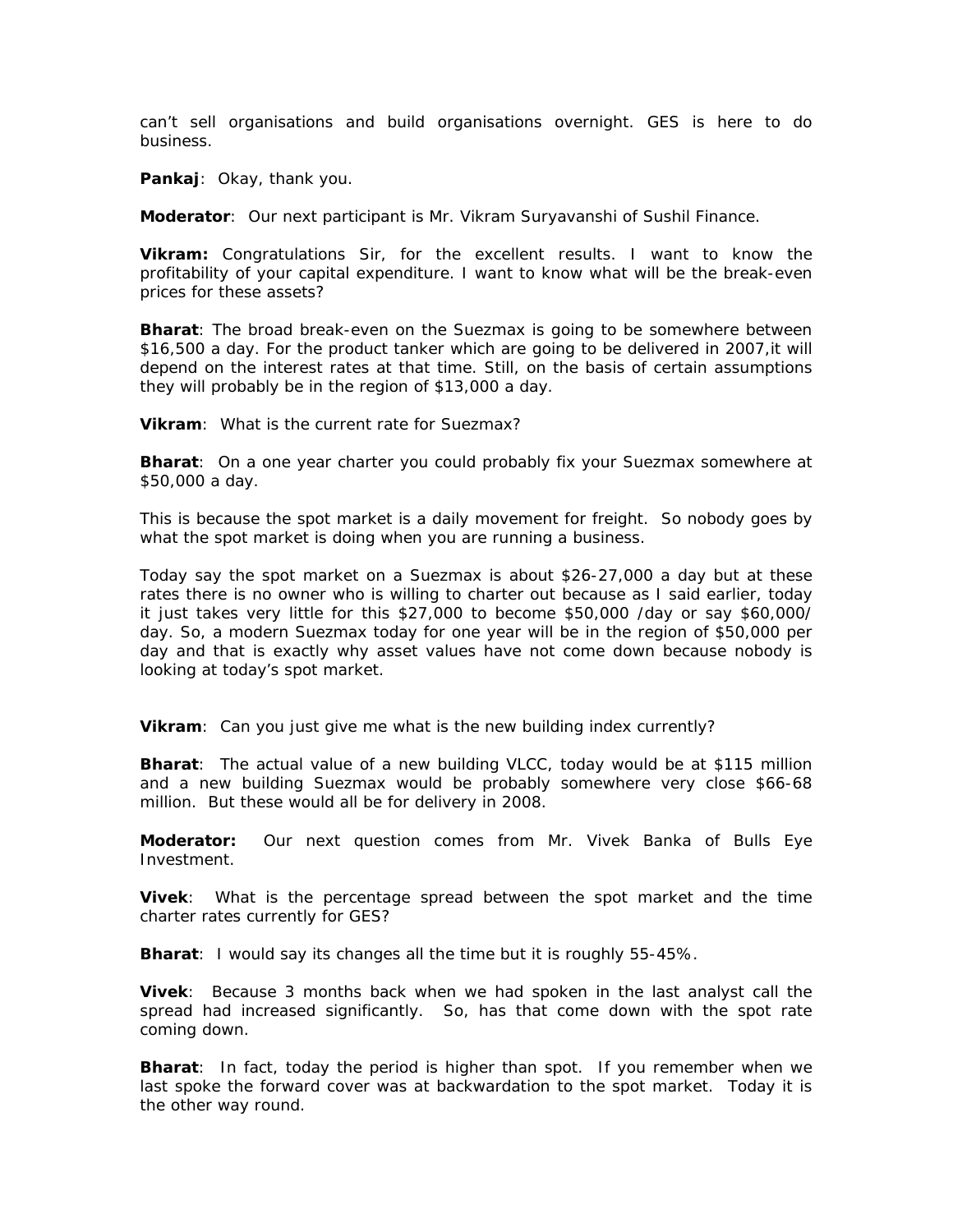can't sell organisations and build organisations overnight. GES is here to do business.

**Pankaj**: Okay, thank you.

**Moderator**: Our next participant is Mr. Vikram Suryavanshi of Sushil Finance.

**Vikram:** Congratulations Sir, for the excellent results. I want to know the profitability of your capital expenditure. I want to know what will be the break-even prices for these assets?

**Bharat**: The broad break-even on the Suezmax is going to be somewhere between $16,500 a day. For the product tanker which are going to be delivered in 2007,it will depend on the interest rates at that time. Still, on the basis of certain assumptions they will probably be in the region of $13,000 a day.

**Vikram**: What is the current rate for Suezmax?

**Bharat**: On a one year charter you could probably fix your Suezmax somewhere at $50,000 a day.

This is because the spot market is a daily movement for freight. So nobody goes by what the spot market is doing when you are running a business.

Today say the spot market on a Suezmax is about $26-27,000 a day but at these rates there is no owner who is willing to charter out because as I said earlier, today it just takes very little for this $27,000 to become $50,000 /day or say $60,000/ day. So, a modern Suezmax today for one year will be in the region of $50,000 per day and that is exactly why asset values have not come down because nobody is looking at today's spot market.

**Vikram**: Can you just give me what is the new building index currently?

**Bharat**: The actual value of a new building VLCC, today would be at $115 million and a new building Suezmax would be probably somewhere very close $66-68 million. But these would all be for delivery in 2008.

**Moderator:** Our next question comes from Mr. Vivek Banka of Bulls Eye Investment.

**Vivek**: What is the percentage spread between the spot market and the time charter rates currently for GES?

**Bharat**: I would say its changes all the time but it is roughly 55-45%.

**Vivek**: Because 3 months back when we had spoken in the last analyst call the spread had increased significantly. So, has that come down with the spot rate coming down.

**Bharat**: In fact, today the period is higher than spot. If you remember when we last spoke the forward cover was at backwardation to the spot market. Today it is the other way round.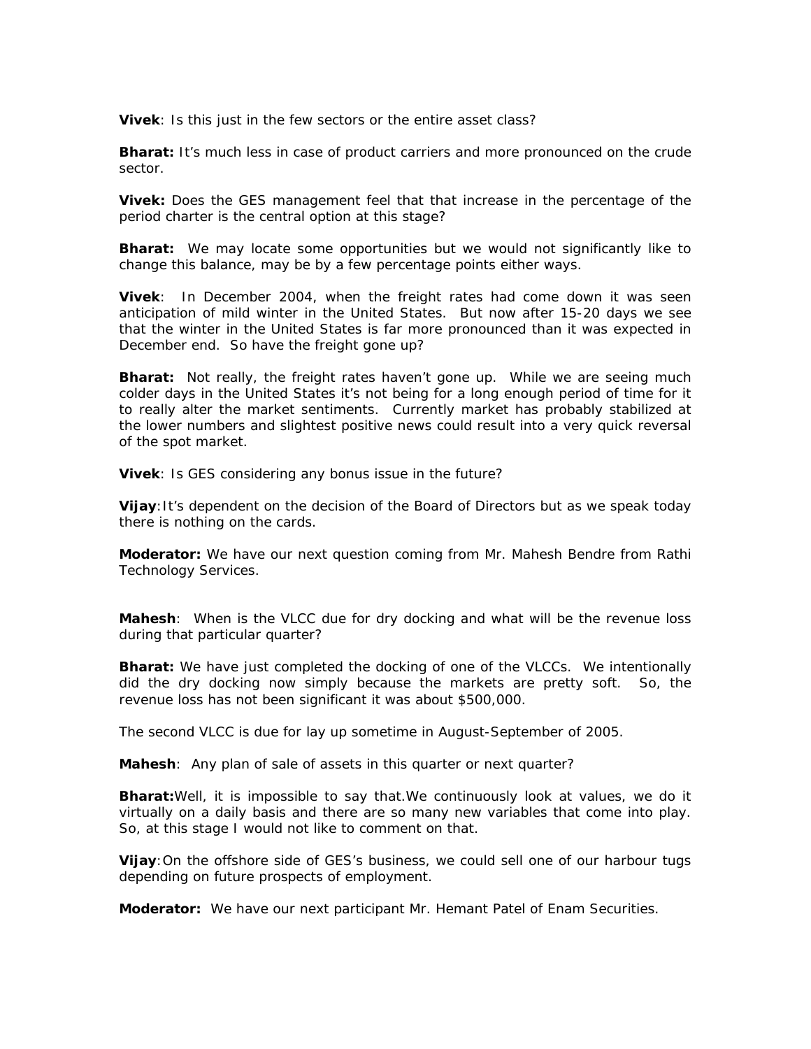**Vivek**: Is this just in the few sectors or the entire asset class?

**Bharat:** It's much less in case of product carriers and more pronounced on the crude sector.

**Vivek:** Does the GES management feel that that increase in the percentage of the period charter is the central option at this stage?

**Bharat:** We may locate some opportunities but we would not significantly like to change this balance, may be by a few percentage points either ways.

**Vivek**: In December 2004, when the freight rates had come down it was seen anticipation of mild winter in the United States. But now after 15-20 days we see that the winter in the United States is far more pronounced than it was expected in December end. So have the freight gone up?

**Bharat:** Not really, the freight rates haven't gone up. While we are seeing much colder days in the United States it's not being for a long enough period of time for it to really alter the market sentiments. Currently market has probably stabilized at the lower numbers and slightest positive news could result into a very quick reversal of the spot market.

**Vivek**: Is GES considering any bonus issue in the future?

**Vijay**:It's dependent on the decision of the Board of Directors but as we speak today there is nothing on the cards.

**Moderator:** We have our next question coming from Mr. Mahesh Bendre from Rathi Technology Services.

**Mahesh**: When is the VLCC due for dry docking and what will be the revenue loss during that particular quarter?

**Bharat:** We have just completed the docking of one of the VLCCs. We intentionally did the dry docking now simply because the markets are pretty soft. So, the revenue loss has not been significant it was about $500,000.

The second VLCC is due for lay up sometime in August-September of 2005.

**Mahesh**: Any plan of sale of assets in this quarter or next quarter?

**Bharat:**Well, it is impossible to say that.We continuously look at values, we do it virtually on a daily basis and there are so many new variables that come into play. So, at this stage I would not like to comment on that.

**Vijay**:On the offshore side of GES's business, we could sell one of our harbour tugs depending on future prospects of employment.

**Moderator:** We have our next participant Mr. Hemant Patel of Enam Securities.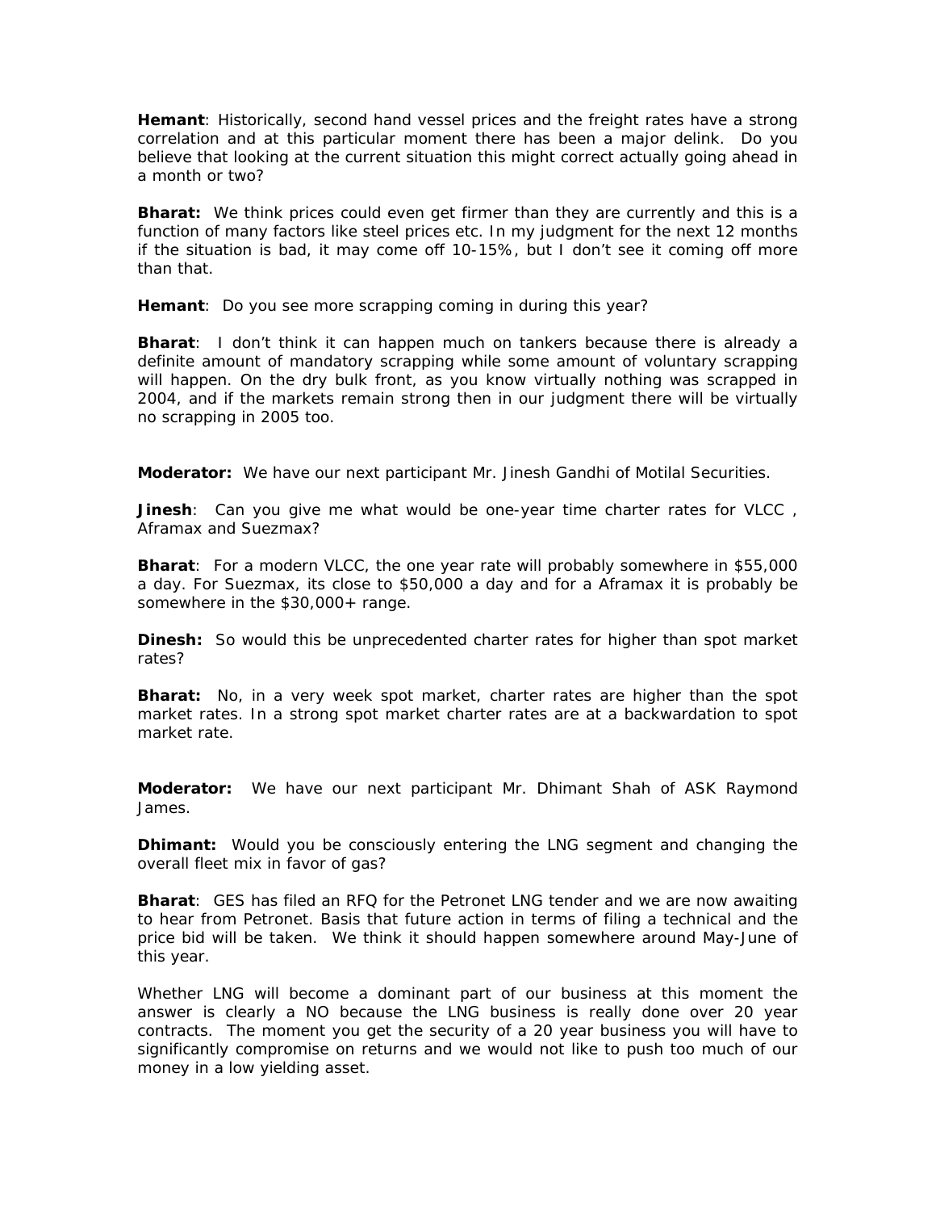**Hemant**: Historically, second hand vessel prices and the freight rates have a strong correlation and at this particular moment there has been a major delink. Do you believe that looking at the current situation this might correct actually going ahead in a month or two?

**Bharat:** We think prices could even get firmer than they are currently and this is a function of many factors like steel prices etc. In my judgment for the next 12 months if the situation is bad, it may come off 10-15%, but I don't see it coming off more than that.

**Hemant**: Do you see more scrapping coming in during this year?

**Bharat**: I don't think it can happen much on tankers because there is already a definite amount of mandatory scrapping while some amount of voluntary scrapping will happen. On the dry bulk front, as you know virtually nothing was scrapped in 2004, and if the markets remain strong then in our judgment there will be virtually no scrapping in 2005 too.

**Moderator:** We have our next participant Mr. Jinesh Gandhi of Motilal Securities.

**Jinesh**: Can you give me what would be one-year time charter rates for VLCC , Aframax and Suezmax?

**Bharat**: For a modern VLCC, the one year rate will probably somewhere in $55,000 a day. For Suezmax, its close to $50,000 a day and for a Aframax it is probably be somewhere in the $30,000+ range.

**Dinesh:** So would this be unprecedented charter rates for higher than spot market rates?

**Bharat:** No, in a very week spot market, charter rates are higher than the spot market rates. In a strong spot market charter rates are at a backwardation to spot market rate.

**Moderator:** We have our next participant Mr. Dhimant Shah of ASK Raymond James.

**Dhimant:** Would you be consciously entering the LNG segment and changing the overall fleet mix in favor of gas?

**Bharat**: GES has filed an RFQ for the Petronet LNG tender and we are now awaiting to hear from Petronet. Basis that future action in terms of filing a technical and the price bid will be taken. We think it should happen somewhere around May-June of this year.

Whether LNG will become a dominant part of our business at this moment the answer is clearly a NO because the LNG business is really done over 20 year contracts. The moment you get the security of a 20 year business you will have to significantly compromise on returns and we would not like to push too much of our money in a low yielding asset.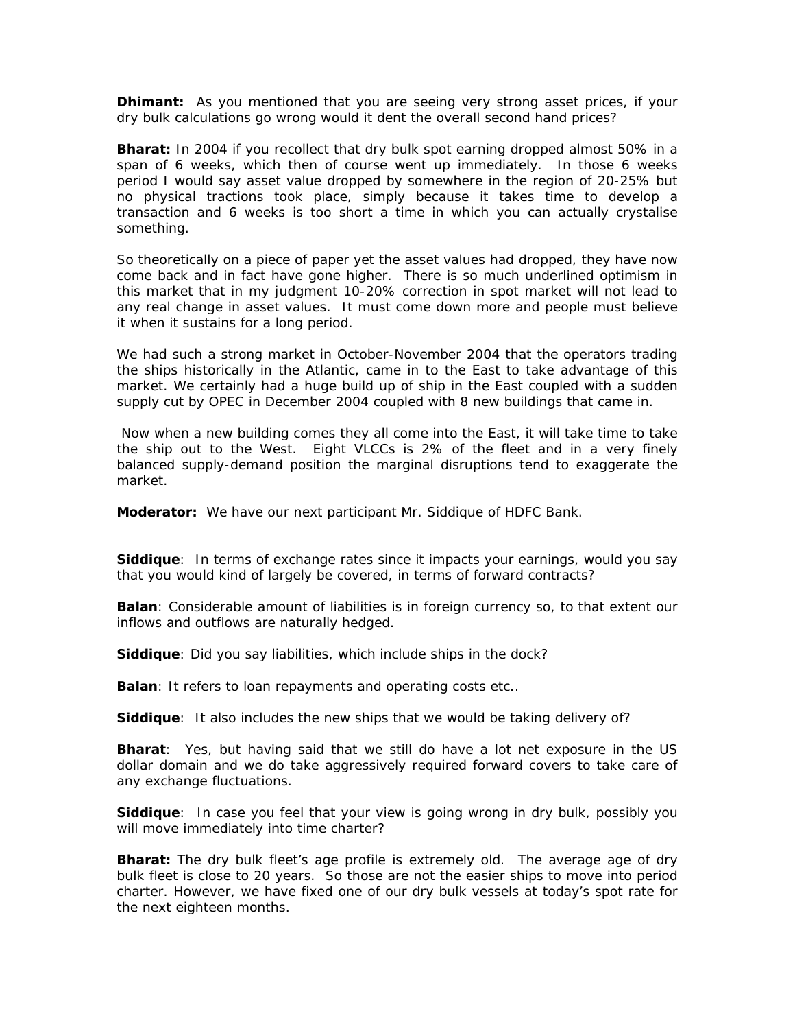**Dhimant:** As you mentioned that you are seeing very strong asset prices, if your dry bulk calculations go wrong would it dent the overall second hand prices?

**Bharat:** In 2004 if you recollect that dry bulk spot earning dropped almost 50% in a span of 6 weeks, which then of course went up immediately. In those 6 weeks period I would say asset value dropped by somewhere in the region of 20-25% but no physical tractions took place, simply because it takes time to develop a transaction and 6 weeks is too short a time in which you can actually crystalise something.

So theoretically on a piece of paper yet the asset values had dropped, they have now come back and in fact have gone higher. There is so much underlined optimism in this market that in my judgment 10-20% correction in spot market will not lead to any real change in asset values. It must come down more and people must believe it when it sustains for a long period.

We had such a strong market in October-November 2004 that the operators trading the ships historically in the Atlantic, came in to the East to take advantage of this market. We certainly had a huge build up of ship in the East coupled with a sudden supply cut by OPEC in December 2004 coupled with 8 new buildings that came in.

Now when a new building comes they all come into the East, it will take time to take the ship out to the West. Eight VLCCs is 2% of the fleet and in a very finely balanced supply-demand position the marginal disruptions tend to exaggerate the market.

**Moderator:** We have our next participant Mr. Siddique of HDFC Bank.

**Siddique**: In terms of exchange rates since it impacts your earnings, would you say that you would kind of largely be covered, in terms of forward contracts?

**Balan**: Considerable amount of liabilities is in foreign currency so, to that extent our inflows and outflows are naturally hedged.

**Siddique**: Did you say liabilities, which include ships in the dock?

**Balan**: It refers to loan repayments and operating costs etc..

**Siddique**: It also includes the new ships that we would be taking delivery of?

**Bharat**: Yes, but having said that we still do have a lot net exposure in the US dollar domain and we do take aggressively required forward covers to take care of any exchange fluctuations.

**Siddique**: In case you feel that your view is going wrong in dry bulk, possibly you will move immediately into time charter?

**Bharat:** The dry bulk fleet's age profile is extremely old. The average age of dry bulk fleet is close to 20 years. So those are not the easier ships to move into period charter. However, we have fixed one of our dry bulk vessels at today's spot rate for the next eighteen months.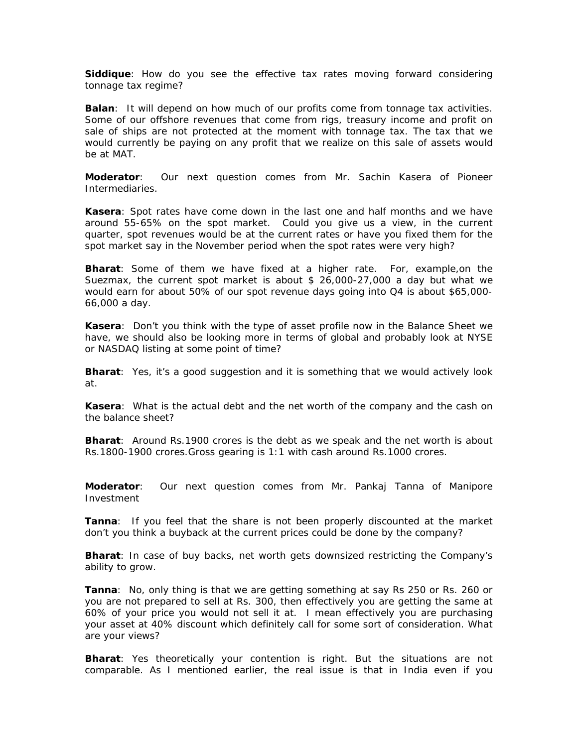**Siddique**: How do you see the effective tax rates moving forward considering tonnage tax regime?

**Balan**: It will depend on how much of our profits come from tonnage tax activities. Some of our offshore revenues that come from rigs, treasury income and profit on sale of ships are not protected at the moment with tonnage tax. The tax that we would currently be paying on any profit that we realize on this sale of assets would be at MAT.

**Moderator**: Our next question comes from Mr. Sachin Kasera of Pioneer Intermediaries.

**Kasera**: Spot rates have come down in the last one and half months and we have around 55-65% on the spot market. Could you give us a view, in the current quarter, spot revenues would be at the current rates or have you fixed them for the spot market say in the November period when the spot rates were very high?

**Bharat**: Some of them we have fixed at a higher rate. For, example,on the Suezmax, the current spot market is about $ 26,000-27,000 a day but what we would earn for about 50% of our spot revenue days going into Q4 is about $65,000-66,000 a day.

**Kasera**: Don't you think with the type of asset profile now in the Balance Sheet we have, we should also be looking more in terms of global and probably look at NYSE or NASDAQ listing at some point of time?

**Bharat**: Yes, it's a good suggestion and it is something that we would actively look at.

**Kasera**: What is the actual debt and the net worth of the company and the cash on the balance sheet?

**Bharat**: Around Rs.1900 crores is the debt as we speak and the net worth is about Rs.1800-1900 crores.Gross gearing is 1:1 with cash around Rs.1000 crores.

**Moderator**: Our next question comes from Mr. Pankaj Tanna of Manipore Investment

**Tanna**: If you feel that the share is not been properly discounted at the market don't you think a buyback at the current prices could be done by the company?

**Bharat**: In case of buy backs, net worth gets downsized restricting the Company's ability to grow.

**Tanna**: No, only thing is that we are getting something at say Rs 250 or Rs. 260 or you are not prepared to sell at Rs. 300, then effectively you are getting the same at 60% of your price you would not sell it at. I mean effectively you are purchasing your asset at 40% discount which definitely call for some sort of consideration. What are your views?

**Bharat**: Yes theoretically your contention is right. But the situations are not comparable. As I mentioned earlier, the real issue is that in India even if you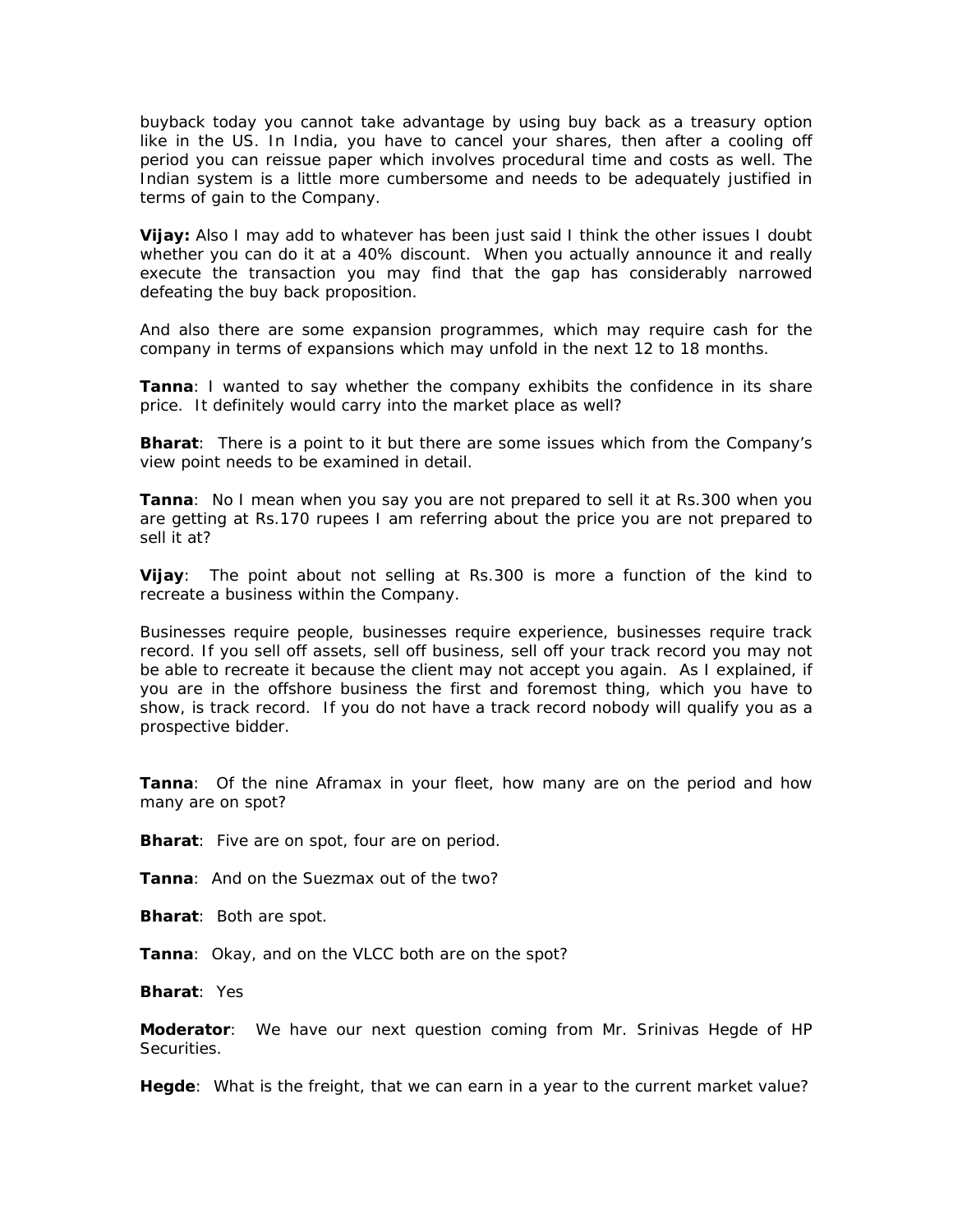buyback today you cannot take advantage by using buy back as a treasury option like in the US. In India, you have to cancel your shares, then after a cooling off period you can reissue paper which involves procedural time and costs as well. The Indian system is a little more cumbersome and needs to be adequately justified in terms of gain to the Company.

**Vijay:** Also I may add to whatever has been just said I think the other issues I doubt whether you can do it at a 40% discount. When you actually announce it and really execute the transaction you may find that the gap has considerably narrowed defeating the buy back proposition.

And also there are some expansion programmes, which may require cash for the company in terms of expansions which may unfold in the next 12 to 18 months.

**Tanna**: I wanted to say whether the company exhibits the confidence in its share price. It definitely would carry into the market place as well?

**Bharat**: There is a point to it but there are some issues which from the Company's view point needs to be examined in detail.

**Tanna**: No I mean when you say you are not prepared to sell it at Rs.300 when you are getting at Rs.170 rupees I am referring about the price you are not prepared to sell it at?

**Vijay**: The point about not selling at Rs.300 is more a function of the kind to recreate a business within the Company.

Businesses require people, businesses require experience, businesses require track record. If you sell off assets, sell off business, sell off your track record you may not be able to recreate it because the client may not accept you again. As I explained, if you are in the offshore business the first and foremost thing, which you have to show, is track record. If you do not have a track record nobody will qualify you as a prospective bidder.

**Tanna**: Of the nine Aframax in your fleet, how many are on the period and how many are on spot?

**Bharat**: Five are on spot, four are on period.

**Tanna**: And on the Suezmax out of the two?

**Bharat**: Both are spot.

**Tanna**: Okay, and on the VLCC both are on the spot?

**Bharat**: Yes

**Moderator**: We have our next question coming from Mr. Srinivas Hegde of HP Securities.

**Hegde**: What is the freight, that we can earn in a year to the current market value?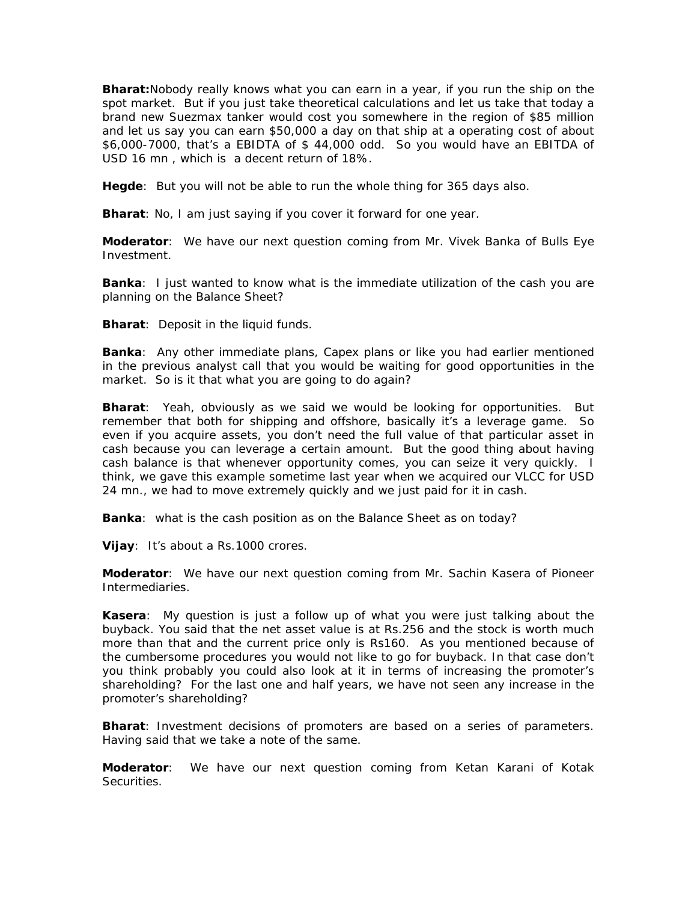**Bharat:** Nobody really knows what you can earn in a year, if you run the ship on the spot market. But if you just take theoretical calculations and let us take that today a brand new Suezmax tanker would cost you somewhere in the region of $85 million and let us say you can earn $50,000 a day on that ship at a operating cost of about $6,000-7000, that's a EBIDTA of $ 44,000 odd. So you would have an EBITDA of USD 16 mn , which is a decent return of 18%.

**Hegde**: But you will not be able to run the whole thing for 365 days also.

**Bharat**: No, I am just saying if you cover it forward for one year.

**Moderator**: We have our next question coming from Mr. Vivek Banka of Bulls Eye Investment.

**Banka**: I just wanted to know what is the immediate utilization of the cash you are planning on the Balance Sheet?

**Bharat**: Deposit in the liquid funds.

**Banka**: Any other immediate plans, Capex plans or like you had earlier mentioned in the previous analyst call that you would be waiting for good opportunities in the market. So is it that what you are going to do again?

**Bharat**: Yeah, obviously as we said we would be looking for opportunities. But remember that both for shipping and offshore, basically it's a leverage game. So even if you acquire assets, you don't need the full value of that particular asset in cash because you can leverage a certain amount. But the good thing about having cash balance is that whenever opportunity comes, you can seize it very quickly. I think, we gave this example sometime last year when we acquired our VLCC for USD 24 mn., we had to move extremely quickly and we just paid for it in cash.

**Banka**: what is the cash position as on the Balance Sheet as on today?

**Vijay**: It's about a Rs.1000 crores.

**Moderator**: We have our next question coming from Mr. Sachin Kasera of Pioneer Intermediaries.

**Kasera**: My question is just a follow up of what you were just talking about the buyback. You said that the net asset value is at Rs.256 and the stock is worth much more than that and the current price only is Rs160. As you mentioned because of the cumbersome procedures you would not like to go for buyback. In that case don't you think probably you could also look at it in terms of increasing the promoter's shareholding? For the last one and half years, we have not seen any increase in the promoter's shareholding?

**Bharat**: Investment decisions of promoters are based on a series of parameters. Having said that we take a note of the same.

**Moderator**: We have our next question coming from Ketan Karani of Kotak Securities.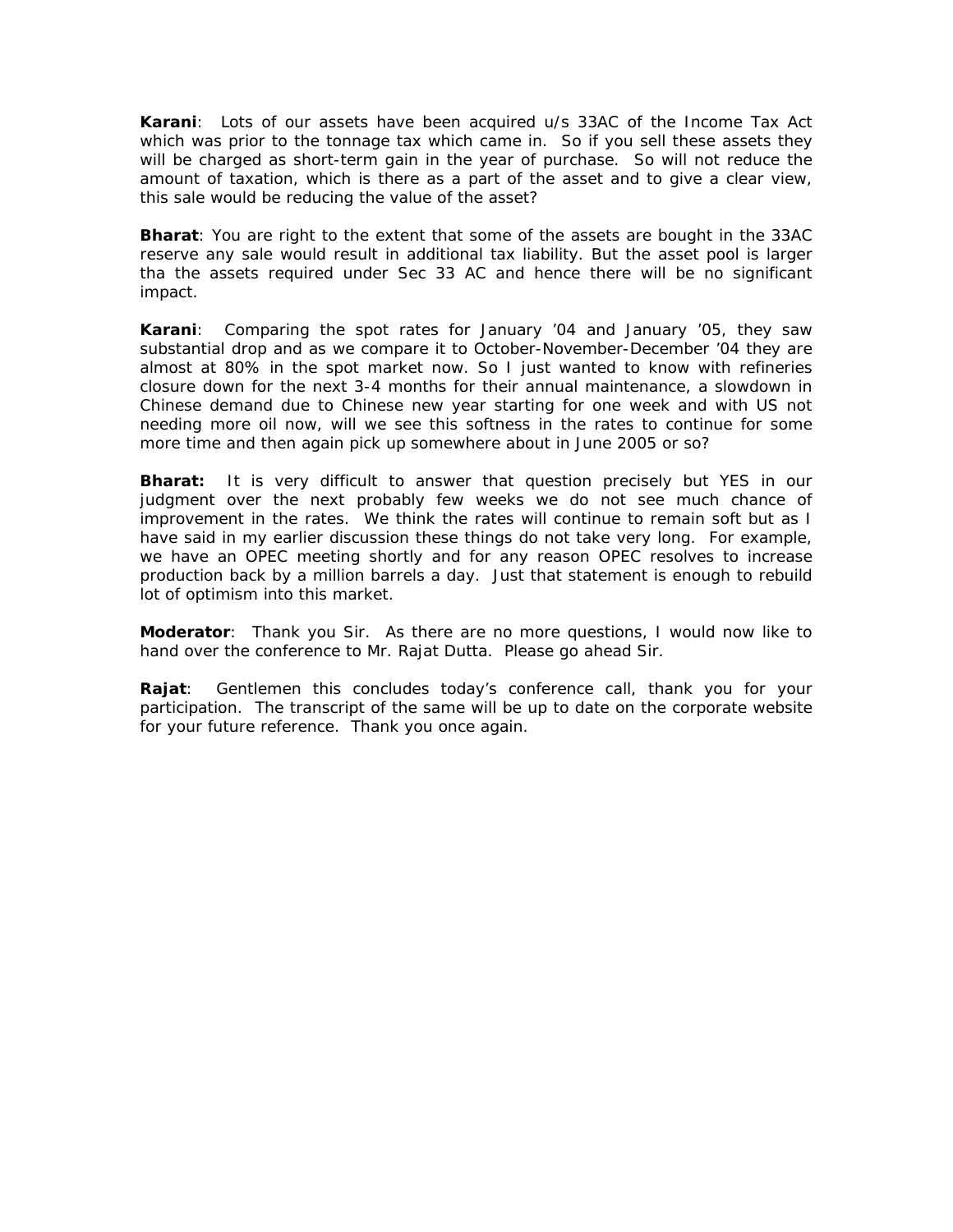**Karani**: Lots of our assets have been acquired u/s 33AC of the Income Tax Act which was prior to the tonnage tax which came in. So if you sell these assets they will be charged as short-term gain in the year of purchase. So will not reduce the amount of taxation, which is there as a part of the asset and to give a clear view, this sale would be reducing the value of the asset?

**Bharat**: You are right to the extent that some of the assets are bought in the 33AC reserve any sale would result in additional tax liability. But the asset pool is larger tha the assets required under Sec 33 AC and hence there will be no significant impact.

**Karani**: Comparing the spot rates for January '04 and January '05, they saw substantial drop and as we compare it to October-November-December '04 they are almost at 80% in the spot market now. So I just wanted to know with refineries closure down for the next 3-4 months for their annual maintenance, a slowdown in Chinese demand due to Chinese new year starting for one week and with US not needing more oil now, will we see this softness in the rates to continue for some more time and then again pick up somewhere about in June 2005 or so?

**Bharat:** It is very difficult to answer that question precisely but YES in our judgment over the next probably few weeks we do not see much chance of improvement in the rates. We think the rates will continue to remain soft but as I have said in my earlier discussion these things do not take very long. For example, we have an OPEC meeting shortly and for any reason OPEC resolves to increase production back by a million barrels a day. Just that statement is enough to rebuild lot of optimism into this market.

**Moderator**: Thank you Sir. As there are no more questions, I would now like to hand over the conference to Mr. Rajat Dutta. Please go ahead Sir.

**Rajat**: Gentlemen this concludes today's conference call, thank you for your participation. The transcript of the same will be up to date on the corporate website for your future reference. Thank you once again.